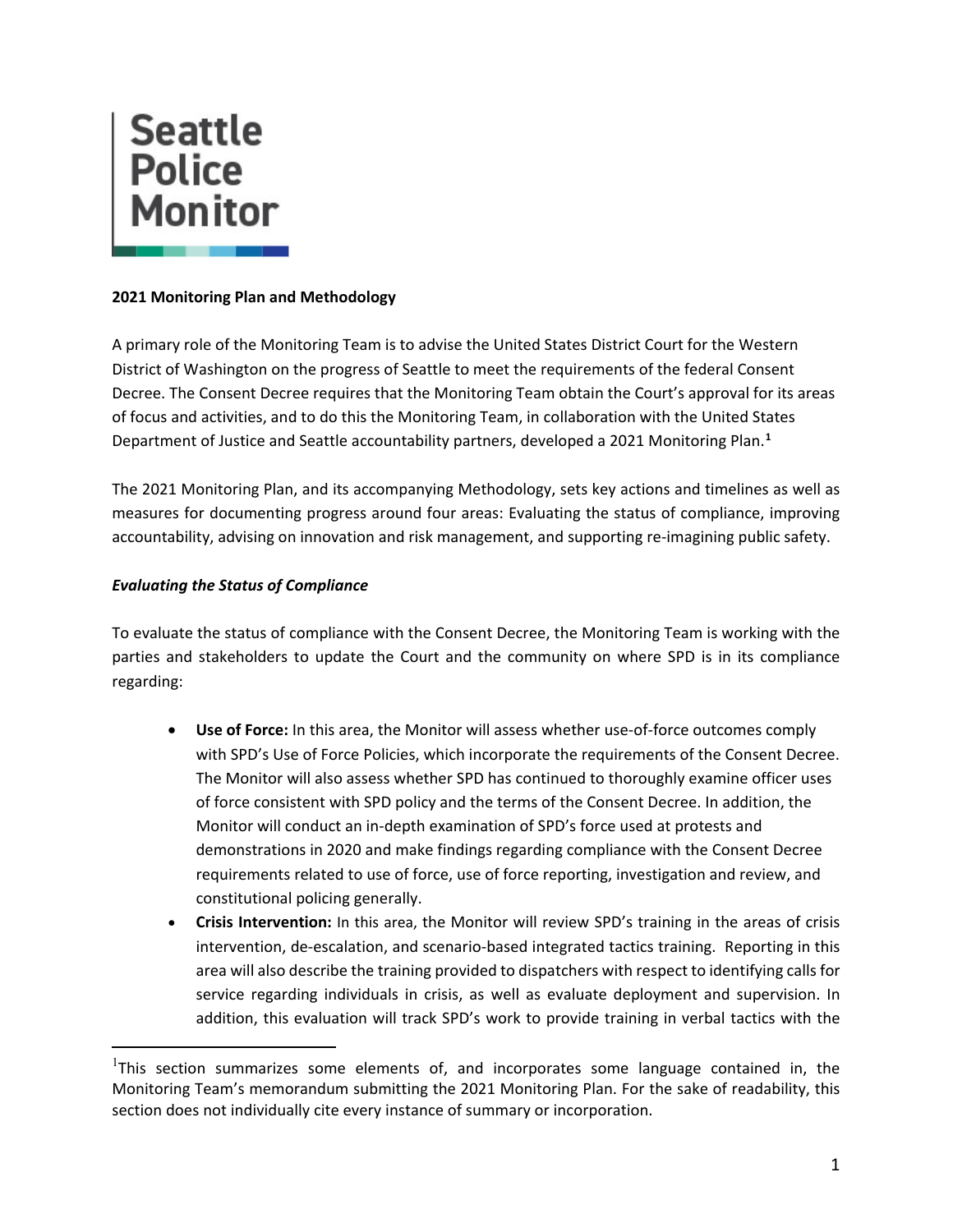# Seattle Police Monitor

**2021 Monitoring Plan and Methodology**

A primary role of the Monitoring Team is to advise the United States District Court for the Western District of Washington on the progress of Seattle to meet the requirements of the federal Consent Decree. The Consent Decree requires that the Monitoring Team obtain the Court's approval for its areas of focus and activities, and to do this the Monitoring Team, in collaboration with the United States Department of Justice and Seattle accountability partners, developed a 2021 Monitoring Plan.[1]

The 2021 Monitoring Plan, and its accompanying Methodology, sets key actions and timelines as well as measures for documenting progress around four areas: Evaluating the status of compliance, improving accountability, advising on innovation and risk management, and supporting re-imagining public safety.

***Evaluating the Status of Compliance***

To evaluate the status of compliance with the Consent Decree, the Monitoring Team is working with the parties and stakeholders to update the Court and the community on where SPD is in its compliance regarding:

- **Use of Force:** In this area, the Monitor will assess whether use-of-force outcomes comply with SPD's Use of Force Policies, which incorporate the requirements of the Consent Decree. The Monitor will also assess whether SPD has continued to thoroughly examine officer uses of force consistent with SPD policy and the terms of the Consent Decree. In addition, the Monitor will conduct an in-depth examination of SPD's force used at protests and demonstrations in 2020 and make findings regarding compliance with the Consent Decree requirements related to use of force, use of force reporting, investigation and review, and constitutional policing generally.
- **Crisis Intervention:** In this area, the Monitor will review SPD's training in the areas of crisis intervention, de-escalation, and scenario-based integrated tactics training. Reporting in this area will also describe the training provided to dispatchers with respect to identifying calls for service regarding individuals in crisis, as well as evaluate deployment and supervision. In addition, this evaluation will track SPD's work to provide training in verbal tactics with the

[1] This section summarizes some elements of, and incorporates some language contained in, the Monitoring Team's memorandum submitting the 2021 Monitoring Plan. For the sake of readability, this section does not individually cite every instance of summary or incorporation.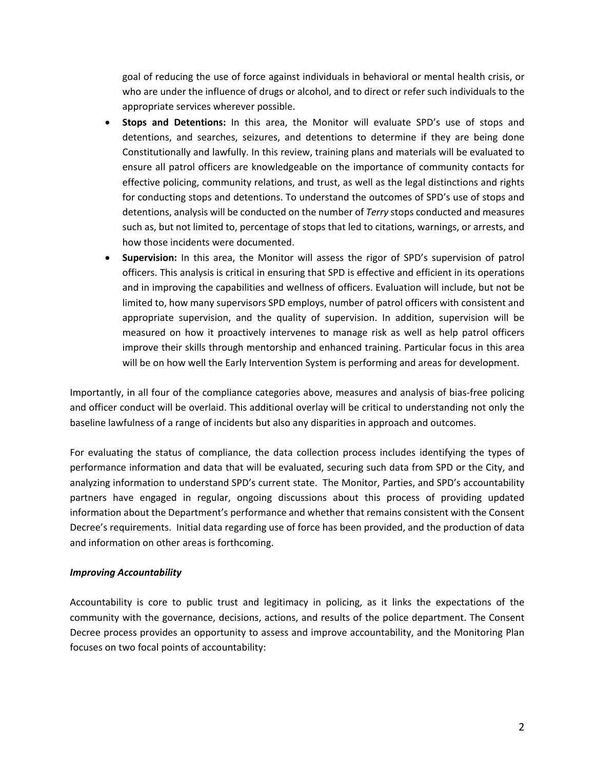goal of reducing the use of force against individuals in behavioral or mental health crisis, or who are under the influence of drugs or alcohol, and to direct or refer such individuals to the appropriate services wherever possible.

- **Stops and Detentions:** In this area, the Monitor will evaluate SPD's use of stops and detentions, and searches, seizures, and detentions to determine if they are being done Constitutionally and lawfully. In this review, training plans and materials will be evaluated to ensure all patrol officers are knowledgeable on the importance of community contacts for effective policing, community relations, and trust, as well as the legal distinctions and rights for conducting stops and detentions. To understand the outcomes of SPD's use of stops and detentions, analysis will be conducted on the number of *Terry* stops conducted and measures such as, but not limited to, percentage of stops that led to citations, warnings, or arrests, and how those incidents were documented.
- **Supervision:** In this area, the Monitor will assess the rigor of SPD's supervision of patrol officers. This analysis is critical in ensuring that SPD is effective and efficient in its operations and in improving the capabilities and wellness of officers. Evaluation will include, but not be limited to, how many supervisors SPD employs, number of patrol officers with consistent and appropriate supervision, and the quality of supervision. In addition, supervision will be measured on how it proactively intervenes to manage risk as well as help patrol officers improve their skills through mentorship and enhanced training. Particular focus in this area will be on how well the Early Intervention System is performing and areas for development.

Importantly, in all four of the compliance categories above, measures and analysis of bias-free policing and officer conduct will be overlaid. This additional overlay will be critical to understanding not only the baseline lawfulness of a range of incidents but also any disparities in approach and outcomes.

For evaluating the status of compliance, the data collection process includes identifying the types of performance information and data that will be evaluated, securing such data from SPD or the City, and analyzing information to understand SPD's current state. The Monitor, Parties, and SPD's accountability partners have engaged in regular, ongoing discussions about this process of providing updated information about the Department's performance and whether that remains consistent with the Consent Decree's requirements. Initial data regarding use of force has been provided, and the production of data and information on other areas is forthcoming.

***Improving Accountability***

Accountability is core to public trust and legitimacy in policing, as it links the expectations of the community with the governance, decisions, actions, and results of the police department. The Consent Decree process provides an opportunity to assess and improve accountability, and the Monitoring Plan focuses on two focal points of accountability: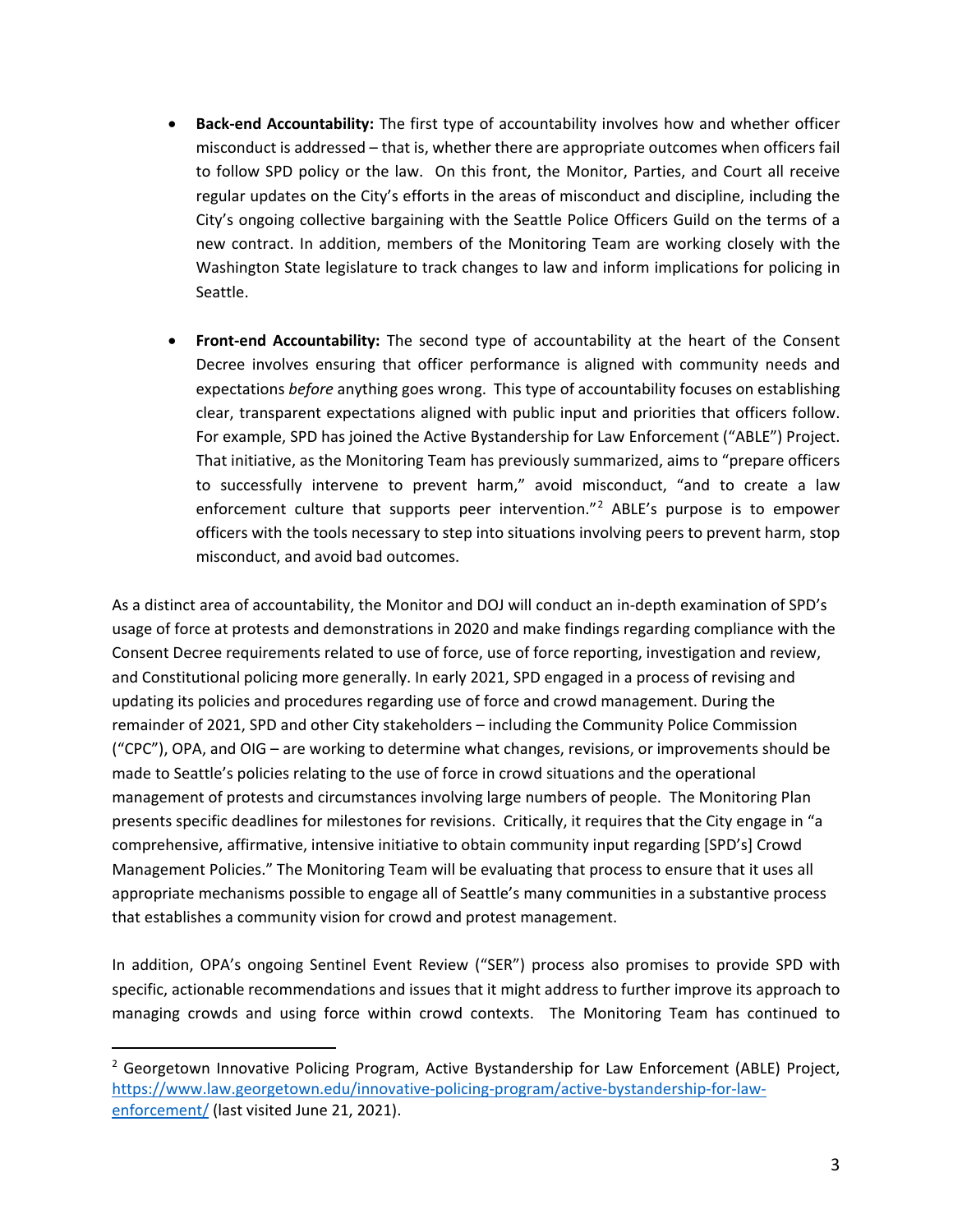- **Back-end Accountability:** The first type of accountability involves how and whether officer misconduct is addressed – that is, whether there are appropriate outcomes when officers fail to follow SPD policy or the law. On this front, the Monitor, Parties, and Court all receive regular updates on the City's efforts in the areas of misconduct and discipline, including the City's ongoing collective bargaining with the Seattle Police Officers Guild on the terms of a new contract. In addition, members of the Monitoring Team are working closely with the Washington State legislature to track changes to law and inform implications for policing in Seattle.

- **Front-end Accountability:** The second type of accountability at the heart of the Consent Decree involves ensuring that officer performance is aligned with community needs and expectations *before* anything goes wrong. This type of accountability focuses on establishing clear, transparent expectations aligned with public input and priorities that officers follow. For example, SPD has joined the Active Bystandership for Law Enforcement ("ABLE") Project. That initiative, as the Monitoring Team has previously summarized, aims to "prepare officers to successfully intervene to prevent harm," avoid misconduct, "and to create a law enforcement culture that supports peer intervention."[2] ABLE's purpose is to empower officers with the tools necessary to step into situations involving peers to prevent harm, stop misconduct, and avoid bad outcomes.

As a distinct area of accountability, the Monitor and DOJ will conduct an in-depth examination of SPD's usage of force at protests and demonstrations in 2020 and make findings regarding compliance with the Consent Decree requirements related to use of force, use of force reporting, investigation and review, and Constitutional policing more generally. In early 2021, SPD engaged in a process of revising and updating its policies and procedures regarding use of force and crowd management. During the remainder of 2021, SPD and other City stakeholders – including the Community Police Commission ("CPC"), OPA, and OIG – are working to determine what changes, revisions, or improvements should be made to Seattle's policies relating to the use of force in crowd situations and the operational management of protests and circumstances involving large numbers of people. The Monitoring Plan presents specific deadlines for milestones for revisions. Critically, it requires that the City engage in "a comprehensive, affirmative, intensive initiative to obtain community input regarding [SPD's] Crowd Management Policies." The Monitoring Team will be evaluating that process to ensure that it uses all appropriate mechanisms possible to engage all of Seattle's many communities in a substantive process that establishes a community vision for crowd and protest management.

In addition, OPA's ongoing Sentinel Event Review ("SER") process also promises to provide SPD with specific, actionable recommendations and issues that it might address to further improve its approach to managing crowds and using force within crowd contexts. The Monitoring Team has continued to

---

[2] Georgetown Innovative Policing Program, Active Bystandership for Law Enforcement (ABLE) Project, https://www.law.georgetown.edu/innovative-policing-program/active-bystandership-for-law-enforcement/ (last visited June 21, 2021).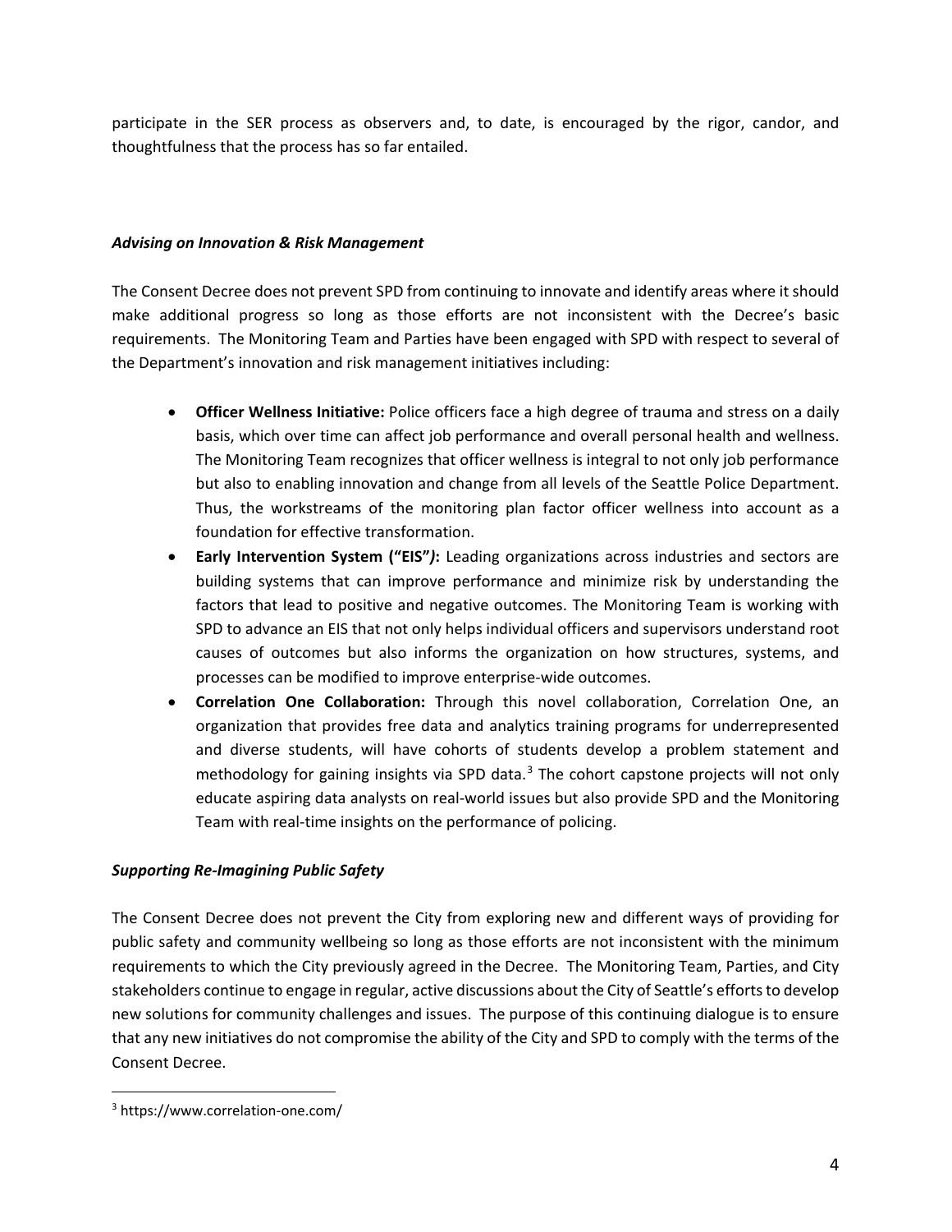participate in the SER process as observers and, to date, is encouraged by the rigor, candor, and thoughtfulness that the process has so far entailed.

***Advising on Innovation & Risk Management***

The Consent Decree does not prevent SPD from continuing to innovate and identify areas where it should make additional progress so long as those efforts are not inconsistent with the Decree's basic requirements. The Monitoring Team and Parties have been engaged with SPD with respect to several of the Department's innovation and risk management initiatives including:

- **Officer Wellness Initiative:** Police officers face a high degree of trauma and stress on a daily basis, which over time can affect job performance and overall personal health and wellness. The Monitoring Team recognizes that officer wellness is integral to not only job performance but also to enabling innovation and change from all levels of the Seattle Police Department. Thus, the workstreams of the monitoring plan factor officer wellness into account as a foundation for effective transformation.
- **Early Intervention System ("EIS"*)*:** Leading organizations across industries and sectors are building systems that can improve performance and minimize risk by understanding the factors that lead to positive and negative outcomes. The Monitoring Team is working with SPD to advance an EIS that not only helps individual officers and supervisors understand root causes of outcomes but also informs the organization on how structures, systems, and processes can be modified to improve enterprise-wide outcomes.
- **Correlation One Collaboration:** Through this novel collaboration, Correlation One, an organization that provides free data and analytics training programs for underrepresented and diverse students, will have cohorts of students develop a problem statement and methodology for gaining insights via SPD data.[3] The cohort capstone projects will not only educate aspiring data analysts on real-world issues but also provide SPD and the Monitoring Team with real-time insights on the performance of policing.

***Supporting Re-Imagining Public Safety***

The Consent Decree does not prevent the City from exploring new and different ways of providing for public safety and community wellbeing so long as those efforts are not inconsistent with the minimum requirements to which the City previously agreed in the Decree. The Monitoring Team, Parties, and City stakeholders continue to engage in regular, active discussions about the City of Seattle's efforts to develop new solutions for community challenges and issues. The purpose of this continuing dialogue is to ensure that any new initiatives do not compromise the ability of the City and SPD to comply with the terms of the Consent Decree.

---

[3] https://www.correlation-one.com/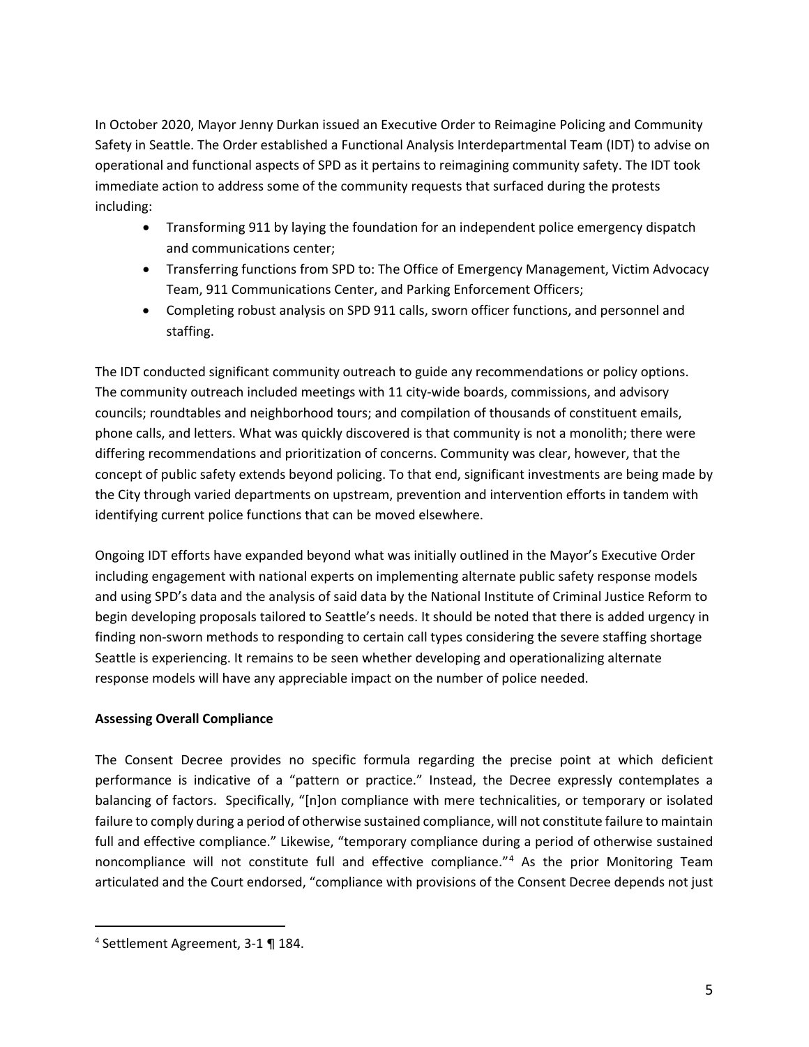In October 2020, Mayor Jenny Durkan issued an Executive Order to Reimagine Policing and Community Safety in Seattle. The Order established a Functional Analysis Interdepartmental Team (IDT) to advise on operational and functional aspects of SPD as it pertains to reimagining community safety. The IDT took immediate action to address some of the community requests that surfaced during the protests including:

- Transforming 911 by laying the foundation for an independent police emergency dispatch and communications center;
- Transferring functions from SPD to: The Office of Emergency Management, Victim Advocacy Team, 911 Communications Center, and Parking Enforcement Officers;
- Completing robust analysis on SPD 911 calls, sworn officer functions, and personnel and staffing.

The IDT conducted significant community outreach to guide any recommendations or policy options. The community outreach included meetings with 11 city-wide boards, commissions, and advisory councils; roundtables and neighborhood tours; and compilation of thousands of constituent emails, phone calls, and letters. What was quickly discovered is that community is not a monolith; there were differing recommendations and prioritization of concerns. Community was clear, however, that the concept of public safety extends beyond policing. To that end, significant investments are being made by the City through varied departments on upstream, prevention and intervention efforts in tandem with identifying current police functions that can be moved elsewhere.

Ongoing IDT efforts have expanded beyond what was initially outlined in the Mayor's Executive Order including engagement with national experts on implementing alternate public safety response models and using SPD's data and the analysis of said data by the National Institute of Criminal Justice Reform to begin developing proposals tailored to Seattle's needs. It should be noted that there is added urgency in finding non-sworn methods to responding to certain call types considering the severe staffing shortage Seattle is experiencing. It remains to be seen whether developing and operationalizing alternate response models will have any appreciable impact on the number of police needed.

**Assessing Overall Compliance**

The Consent Decree provides no specific formula regarding the precise point at which deficient performance is indicative of a "pattern or practice." Instead, the Decree expressly contemplates a balancing of factors. Specifically, "[n]on compliance with mere technicalities, or temporary or isolated failure to comply during a period of otherwise sustained compliance, will not constitute failure to maintain full and effective compliance." Likewise, "temporary compliance during a period of otherwise sustained noncompliance will not constitute full and effective compliance."[4] As the prior Monitoring Team articulated and the Court endorsed, "compliance with provisions of the Consent Decree depends not just

[4] Settlement Agreement, 3-1 ¶ 184.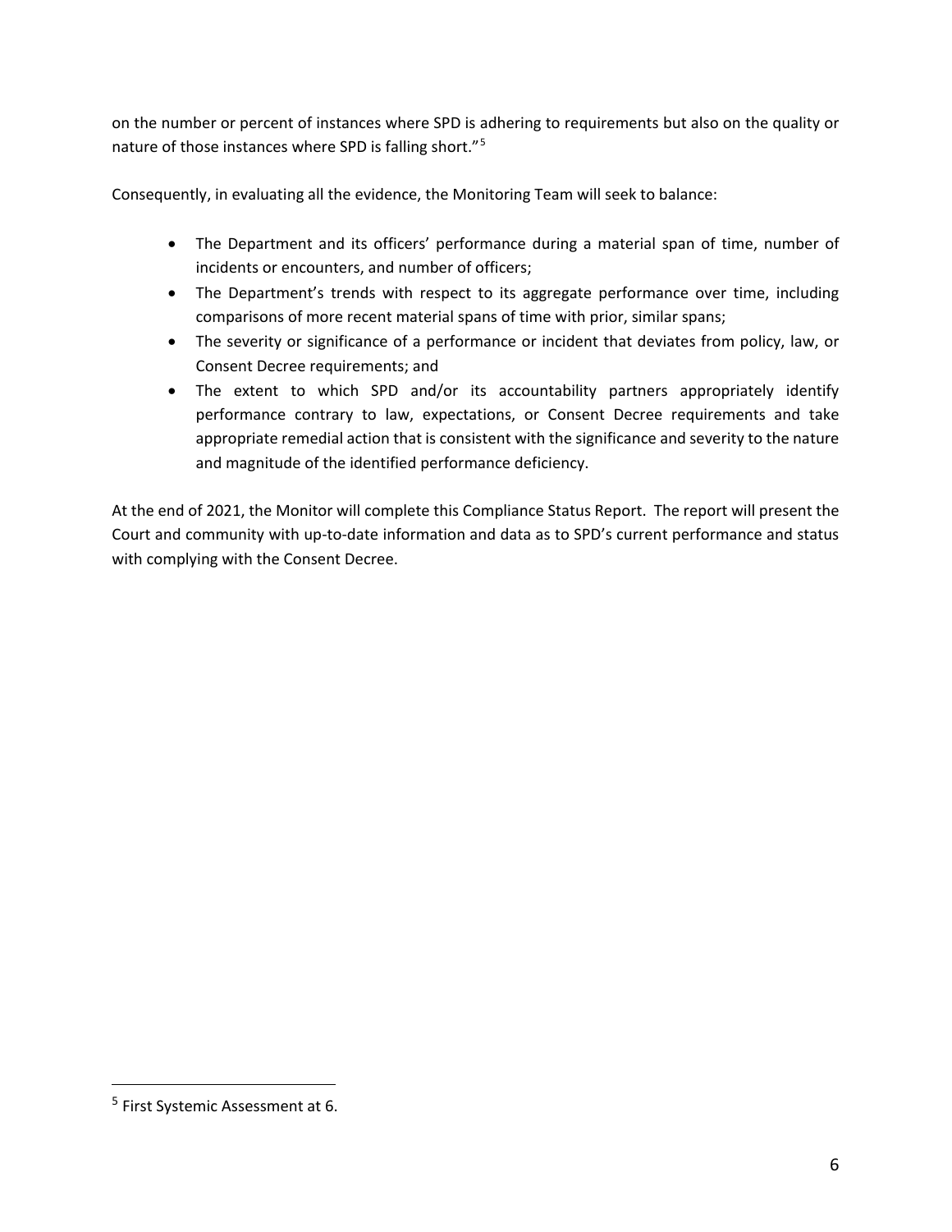on the number or percent of instances where SPD is adhering to requirements but also on the quality or nature of those instances where SPD is falling short."[5]

Consequently, in evaluating all the evidence, the Monitoring Team will seek to balance:

- The Department and its officers' performance during a material span of time, number of incidents or encounters, and number of officers;
- The Department's trends with respect to its aggregate performance over time, including comparisons of more recent material spans of time with prior, similar spans;
- The severity or significance of a performance or incident that deviates from policy, law, or Consent Decree requirements; and
- The extent to which SPD and/or its accountability partners appropriately identify performance contrary to law, expectations, or Consent Decree requirements and take appropriate remedial action that is consistent with the significance and severity to the nature and magnitude of the identified performance deficiency.

At the end of 2021, the Monitor will complete this Compliance Status Report. The report will present the Court and community with up-to-date information and data as to SPD's current performance and status with complying with the Consent Decree.

---

[5] First Systemic Assessment at 6.